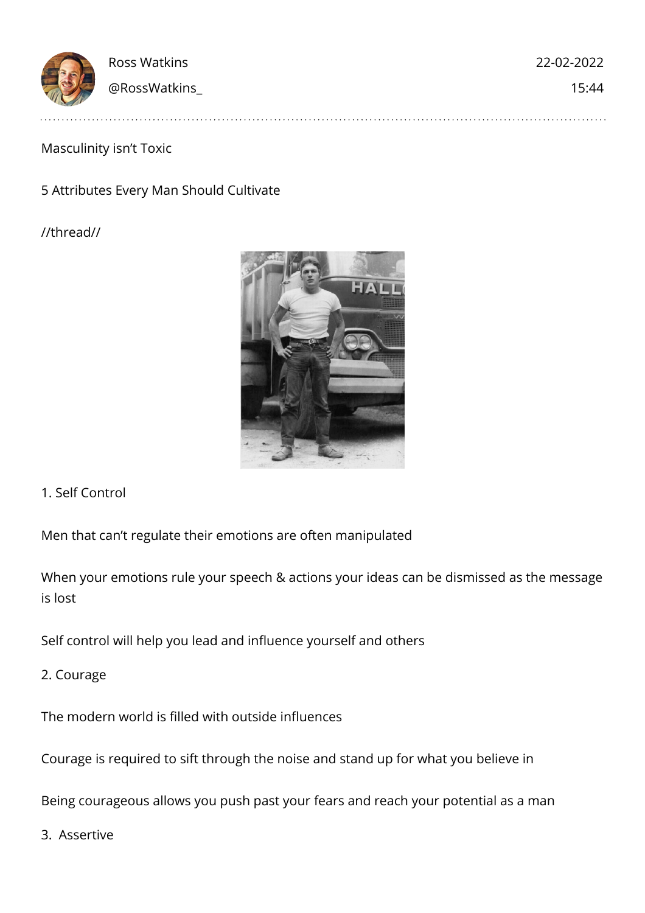Ross Watkins
@RossWatkins_

22-02-2022
15:44

Masculinity isn't Toxic

5 Attributes Every Man Should Cultivate

//thread//

1. Self Control

Men that can't regulate their emotions are often manipulated

When your emotions rule your speech & actions your ideas can be dismissed as the message is lost

Self control will help you lead and influence yourself and others

2. Courage

The modern world is filled with outside influences

Courage is required to sift through the noise and stand up for what you believe in

Being courageous allows you push past your fears and reach your potential as a man

3. Assertive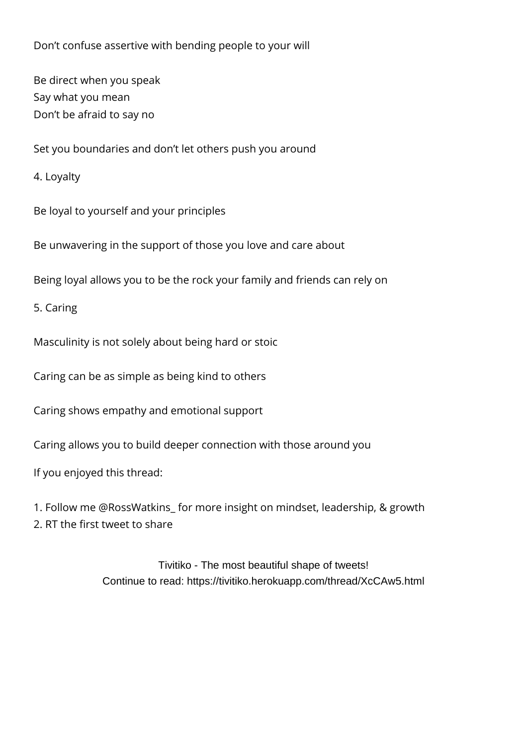Don’t confuse assertive with bending people to your will

Be direct when you speak
Say what you mean
Don’t be afraid to say no

Set you boundaries and don’t let others push you around

4. Loyalty

Be loyal to yourself and your principles

Be unwavering in the support of those you love and care about

Being loyal allows you to be the rock your family and friends can rely on

5. Caring

Masculinity is not solely about being hard or stoic

Caring can be as simple as being kind to others

Caring shows empathy and emotional support

Caring allows you to build deeper connection with those around you

If you enjoyed this thread:

1. Follow me @RossWatkins_ for more insight on mindset, leadership, & growth
2. RT the first tweet to share

Tivitiko - The most beautiful shape of tweets!
Continue to read: https://tivitiko.herokuapp.com/thread/XcCAw5.html